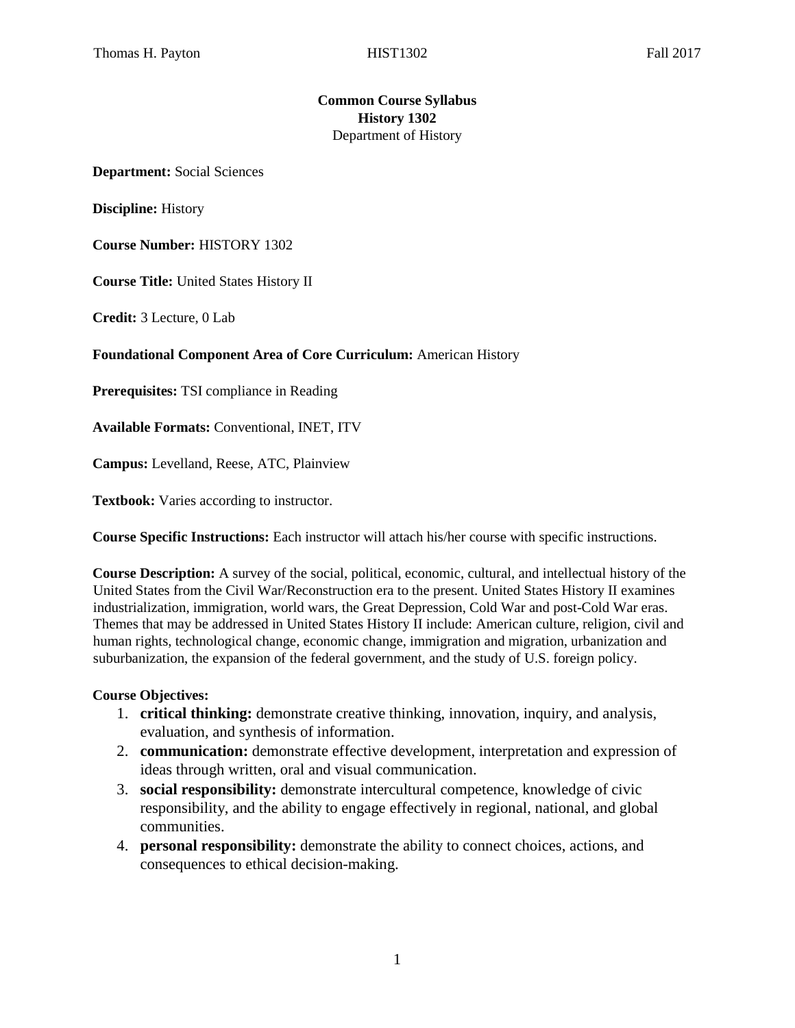**Common Course Syllabus**
**History 1302**
Department of History

**Department:** Social Sciences

**Discipline:** History

**Course Number:** HISTORY 1302

**Course Title:** United States History II

**Credit:** 3 Lecture, 0 Lab

**Foundational Component Area of Core Curriculum:** American History

**Prerequisites:** TSI compliance in Reading

**Available Formats:** Conventional, INET, ITV

**Campus:** Levelland, Reese, ATC, Plainview

**Textbook:** Varies according to instructor.

**Course Specific Instructions:** Each instructor will attach his/her course with specific instructions.

**Course Description:** A survey of the social, political, economic, cultural, and intellectual history of the United States from the Civil War/Reconstruction era to the present. United States History II examines industrialization, immigration, world wars, the Great Depression, Cold War and post-Cold War eras. Themes that may be addressed in United States History II include: American culture, religion, civil and human rights, technological change, economic change, immigration and migration, urbanization and suburbanization, the expansion of the federal government, and the study of U.S. foreign policy.

**Course Objectives:**

1. **critical thinking:** demonstrate creative thinking, innovation, inquiry, and analysis, evaluation, and synthesis of information.
2. **communication:** demonstrate effective development, interpretation and expression of ideas through written, oral and visual communication.
3. **social responsibility:** demonstrate intercultural competence, knowledge of civic responsibility, and the ability to engage effectively in regional, national, and global communities.
4. **personal responsibility:** demonstrate the ability to connect choices, actions, and consequences to ethical decision-making.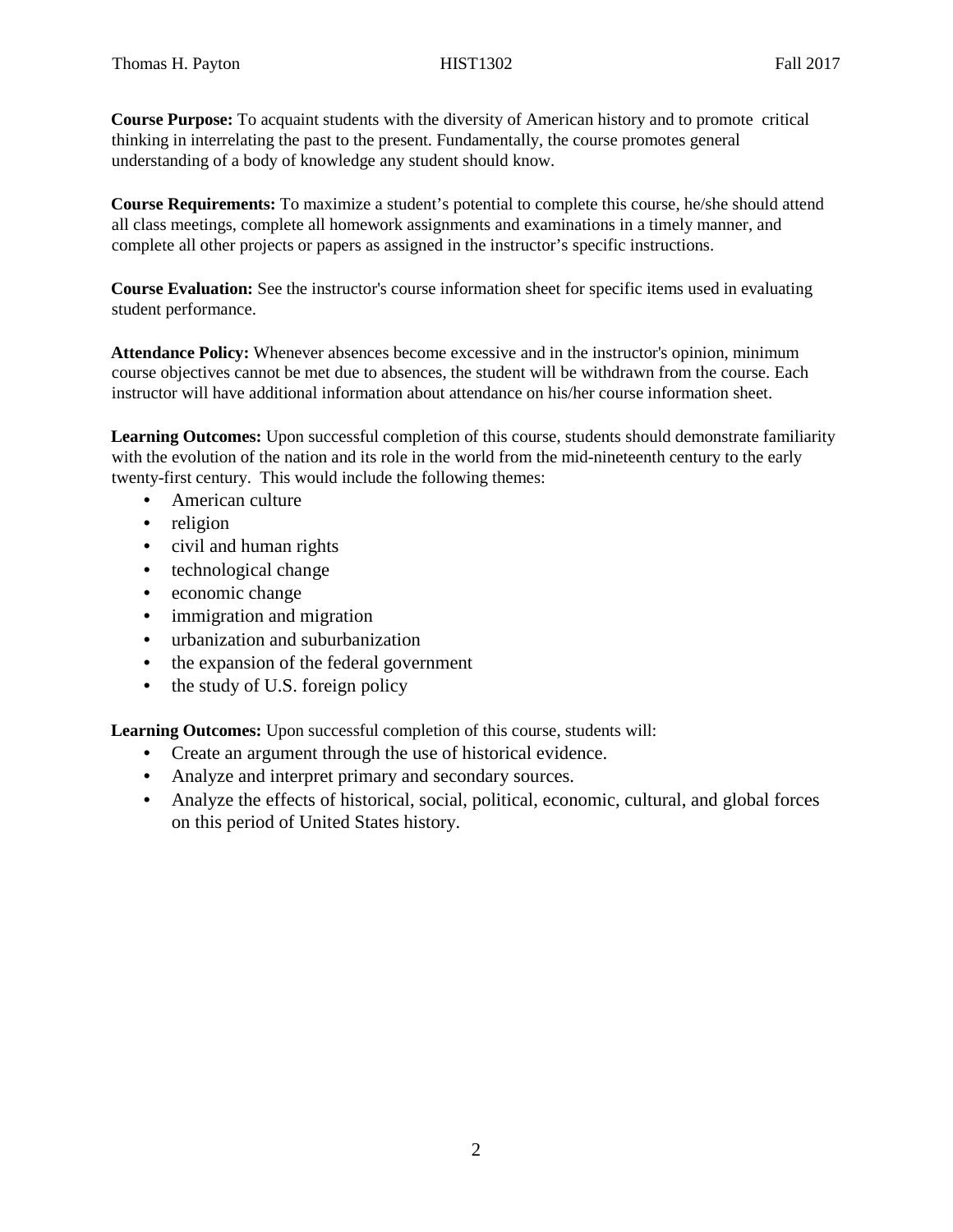**Course Purpose:** To acquaint students with the diversity of American history and to promote critical thinking in interrelating the past to the present. Fundamentally, the course promotes general understanding of a body of knowledge any student should know.

**Course Requirements:** To maximize a student's potential to complete this course, he/she should attend all class meetings, complete all homework assignments and examinations in a timely manner, and complete all other projects or papers as assigned in the instructor's specific instructions.

**Course Evaluation:** See the instructor's course information sheet for specific items used in evaluating student performance.

**Attendance Policy:** Whenever absences become excessive and in the instructor's opinion, minimum course objectives cannot be met due to absences, the student will be withdrawn from the course. Each instructor will have additional information about attendance on his/her course information sheet.

**Learning Outcomes:** Upon successful completion of this course, students should demonstrate familiarity with the evolution of the nation and its role in the world from the mid-nineteenth century to the early twenty-first century. This would include the following themes:

- American culture
- religion
- civil and human rights
- technological change
- economic change
- immigration and migration
- urbanization and suburbanization
- the expansion of the federal government
- the study of U.S. foreign policy

**Learning Outcomes:** Upon successful completion of this course, students will:

- Create an argument through the use of historical evidence.
- Analyze and interpret primary and secondary sources.
- Analyze the effects of historical, social, political, economic, cultural, and global forces on this period of United States history.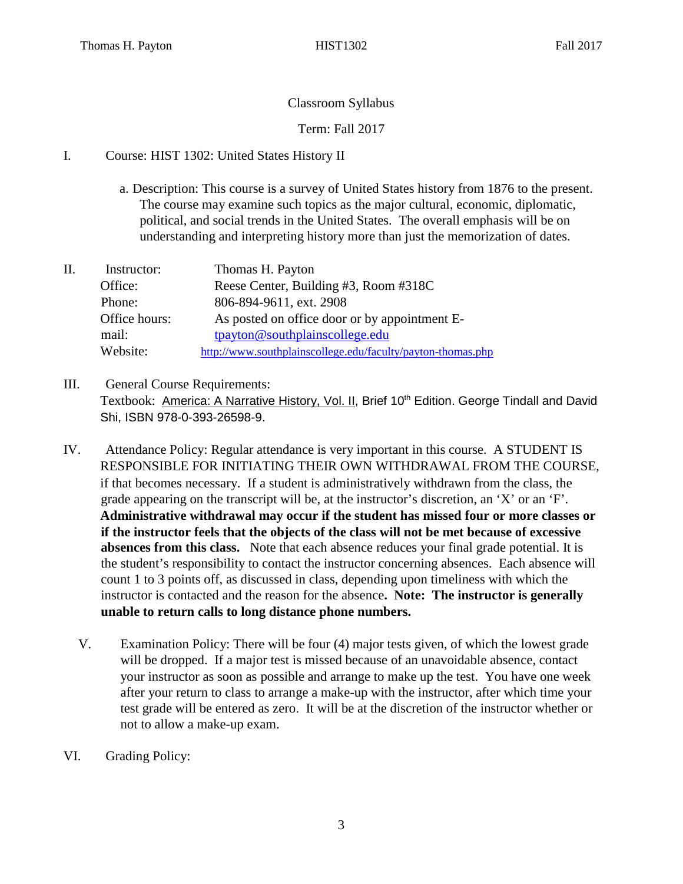Classroom Syllabus

Term: Fall 2017

I. Course: HIST 1302: United States History II

a. Description: This course is a survey of United States history from 1876 to the present. The course may examine such topics as the major cultural, economic, diplomatic, political, and social trends in the United States. The overall emphasis will be on understanding and interpreting history more than just the memorization of dates.

II. Instructor: Thomas H. Payton

Office: Reese Center, Building #3, Room #318C

Phone: 806-894-9611, ext. 2908

Office hours: As posted on office door or by appointment

E-mail: tpayton@southplainscollege.edu

Website: http://www.southplainscollege.edu/faculty/payton-thomas.php

III. General Course Requirements:

Textbook: America: A Narrative History, Vol. II, Brief 10th Edition. George Tindall and David Shi, ISBN 978-0-393-26598-9.

IV. Attendance Policy: Regular attendance is very important in this course. A STUDENT IS RESPONSIBLE FOR INITIATING THEIR OWN WITHDRAWAL FROM THE COURSE, if that becomes necessary. If a student is administratively withdrawn from the class, the grade appearing on the transcript will be, at the instructor's discretion, an 'X' or an 'F'. **Administrative withdrawal may occur if the student has missed four or more classes or if the instructor feels that the objects of the class will not be met because of excessive absences from this class.** Note that each absence reduces your final grade potential. It is the student's responsibility to contact the instructor concerning absences. Each absence will count 1 to 3 points off, as discussed in class, depending upon timeliness with which the instructor is contacted and the reason for the absence**. Note: The instructor is generally unable to return calls to long distance phone numbers.**

V. Examination Policy: There will be four (4) major tests given, of which the lowest grade will be dropped. If a major test is missed because of an unavoidable absence, contact your instructor as soon as possible and arrange to make up the test. You have one week after your return to class to arrange a make-up with the instructor, after which time your test grade will be entered as zero. It will be at the discretion of the instructor whether or not to allow a make-up exam.

VI. Grading Policy: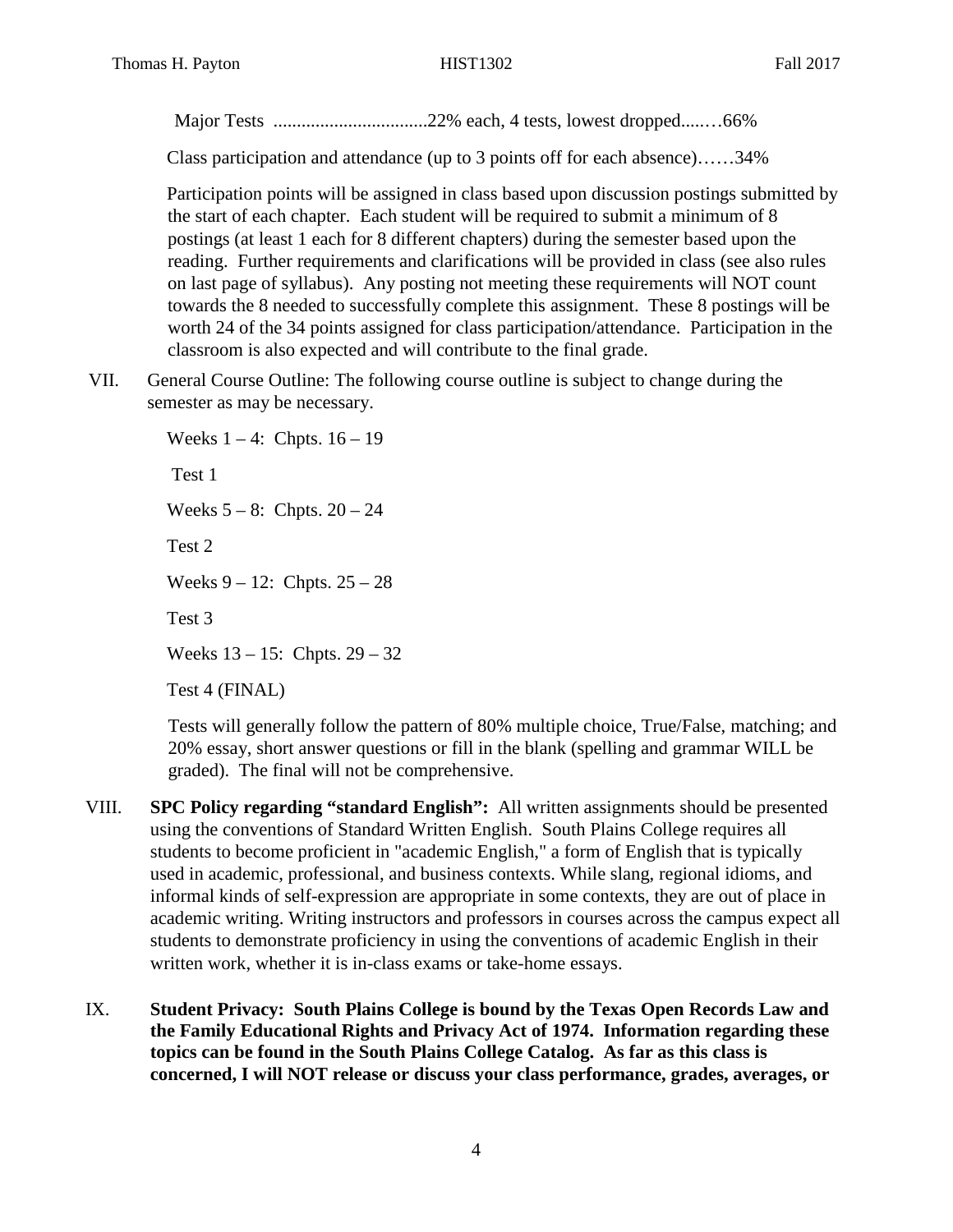Major Tests .................................22% each, 4 tests, lowest dropped.....…66%

Class participation and attendance (up to 3 points off for each absence)……34%

Participation points will be assigned in class based upon discussion postings submitted by the start of each chapter. Each student will be required to submit a minimum of 8 postings (at least 1 each for 8 different chapters) during the semester based upon the reading. Further requirements and clarifications will be provided in class (see also rules on last page of syllabus). Any posting not meeting these requirements will NOT count towards the 8 needed to successfully complete this assignment. These 8 postings will be worth 24 of the 34 points assigned for class participation/attendance. Participation in the classroom is also expected and will contribute to the final grade.

VII. General Course Outline: The following course outline is subject to change during the semester as may be necessary.

Weeks 1 – 4: Chpts. 16 – 19

Test 1

Weeks 5 – 8: Chpts. 20 – 24

Test 2

Weeks 9 – 12: Chpts. 25 – 28

Test 3

Weeks 13 – 15: Chpts. 29 – 32

Test 4 (FINAL)

Tests will generally follow the pattern of 80% multiple choice, True/False, matching; and 20% essay, short answer questions or fill in the blank (spelling and grammar WILL be graded). The final will not be comprehensive.

VIII. **SPC Policy regarding "standard English":** All written assignments should be presented using the conventions of Standard Written English. South Plains College requires all students to become proficient in "academic English," a form of English that is typically used in academic, professional, and business contexts. While slang, regional idioms, and informal kinds of self-expression are appropriate in some contexts, they are out of place in academic writing. Writing instructors and professors in courses across the campus expect all students to demonstrate proficiency in using the conventions of academic English in their written work, whether it is in-class exams or take-home essays.

IX. **Student Privacy: South Plains College is bound by the Texas Open Records Law and the Family Educational Rights and Privacy Act of 1974. Information regarding these topics can be found in the South Plains College Catalog. As far as this class is concerned, I will NOT release or discuss your class performance, grades, averages, or**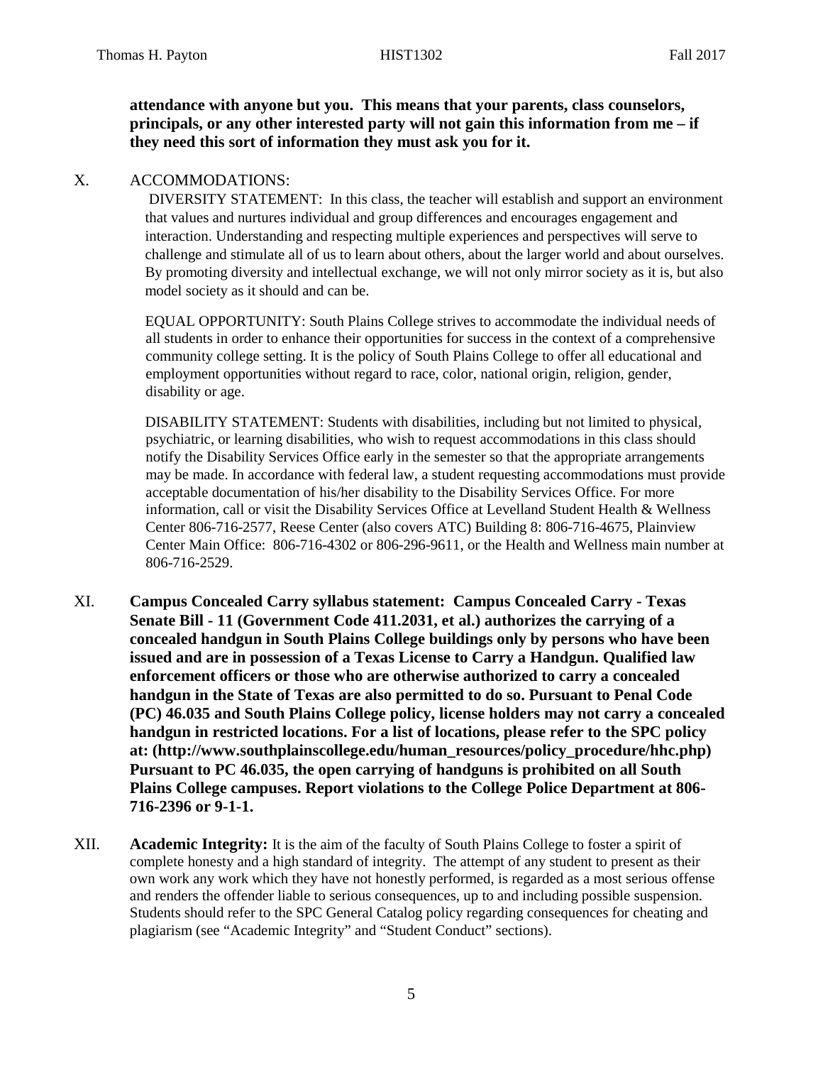**attendance with anyone but you. This means that your parents, class counselors, principals, or any other interested party will not gain this information from me – if they need this sort of information they must ask you for it.**

## X. ACCOMMODATIONS:

DIVERSITY STATEMENT: In this class, the teacher will establish and support an environment that values and nurtures individual and group differences and encourages engagement and interaction. Understanding and respecting multiple experiences and perspectives will serve to challenge and stimulate all of us to learn about others, about the larger world and about ourselves. By promoting diversity and intellectual exchange, we will not only mirror society as it is, but also model society as it should and can be.

EQUAL OPPORTUNITY: South Plains College strives to accommodate the individual needs of all students in order to enhance their opportunities for success in the context of a comprehensive community college setting. It is the policy of South Plains College to offer all educational and employment opportunities without regard to race, color, national origin, religion, gender, disability or age.

DISABILITY STATEMENT: Students with disabilities, including but not limited to physical, psychiatric, or learning disabilities, who wish to request accommodations in this class should notify the Disability Services Office early in the semester so that the appropriate arrangements may be made. In accordance with federal law, a student requesting accommodations must provide acceptable documentation of his/her disability to the Disability Services Office. For more information, call or visit the Disability Services Office at Levelland Student Health & Wellness Center 806-716-2577, Reese Center (also covers ATC) Building 8: 806-716-4675, Plainview Center Main Office: 806-716-4302 or 806-296-9611, or the Health and Wellness main number at 806-716-2529.

## XI. Campus Concealed Carry syllabus statement: Campus Concealed Carry - Texas Senate Bill - 11 (Government Code 411.2031, et al.) authorizes the carrying of a concealed handgun in South Plains College buildings only by persons who have been issued and are in possession of a Texas License to Carry a Handgun. Qualified law enforcement officers or those who are otherwise authorized to carry a concealed handgun in the State of Texas are also permitted to do so. Pursuant to Penal Code (PC) 46.035 and South Plains College policy, license holders may not carry a concealed handgun in restricted locations. For a list of locations, please refer to the SPC policy at: (http://www.southplainscollege.edu/human_resources/policy_procedure/hhc.php) Pursuant to PC 46.035, the open carrying of handguns is prohibited on all South Plains College campuses. Report violations to the College Police Department at 806-716-2396 or 9-1-1.

XII. **Academic Integrity:** It is the aim of the faculty of South Plains College to foster a spirit of complete honesty and a high standard of integrity. The attempt of any student to present as their own work any work which they have not honestly performed, is regarded as a most serious offense and renders the offender liable to serious consequences, up to and including possible suspension. Students should refer to the SPC General Catalog policy regarding consequences for cheating and plagiarism (see "Academic Integrity" and "Student Conduct" sections).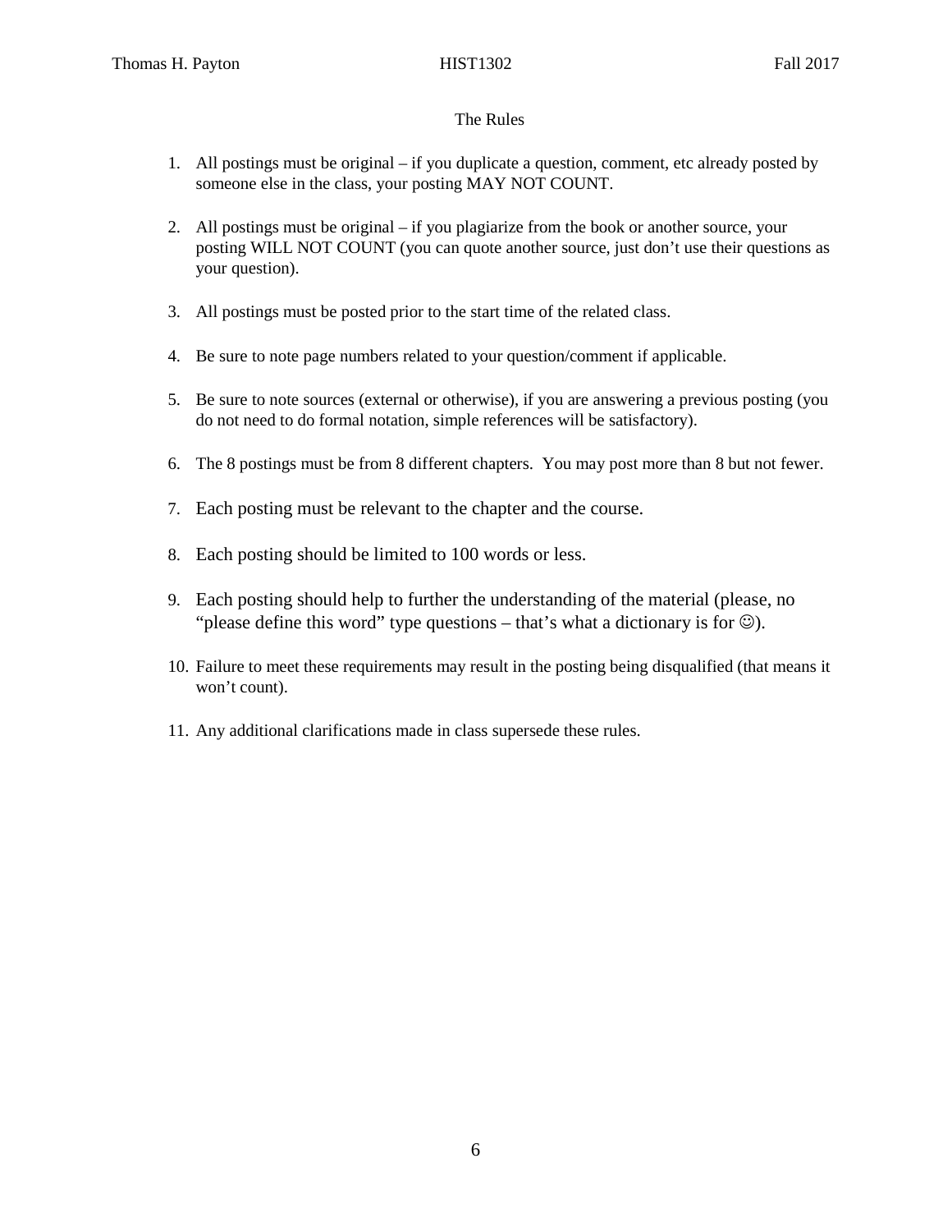## The Rules

1. All postings must be original – if you duplicate a question, comment, etc already posted by someone else in the class, your posting MAY NOT COUNT.

2. All postings must be original – if you plagiarize from the book or another source, your posting WILL NOT COUNT (you can quote another source, just don't use their questions as your question).

3. All postings must be posted prior to the start time of the related class.

4. Be sure to note page numbers related to your question/comment if applicable.

5. Be sure to note sources (external or otherwise), if you are answering a previous posting (you do not need to do formal notation, simple references will be satisfactory).

6. The 8 postings must be from 8 different chapters. You may post more than 8 but not fewer.

7. Each posting must be relevant to the chapter and the course.

8. Each posting should be limited to 100 words or less.

9. Each posting should help to further the understanding of the material (please, no "please define this word" type questions – that's what a dictionary is for ☺).

10. Failure to meet these requirements may result in the posting being disqualified (that means it won't count).

11. Any additional clarifications made in class supersede these rules.